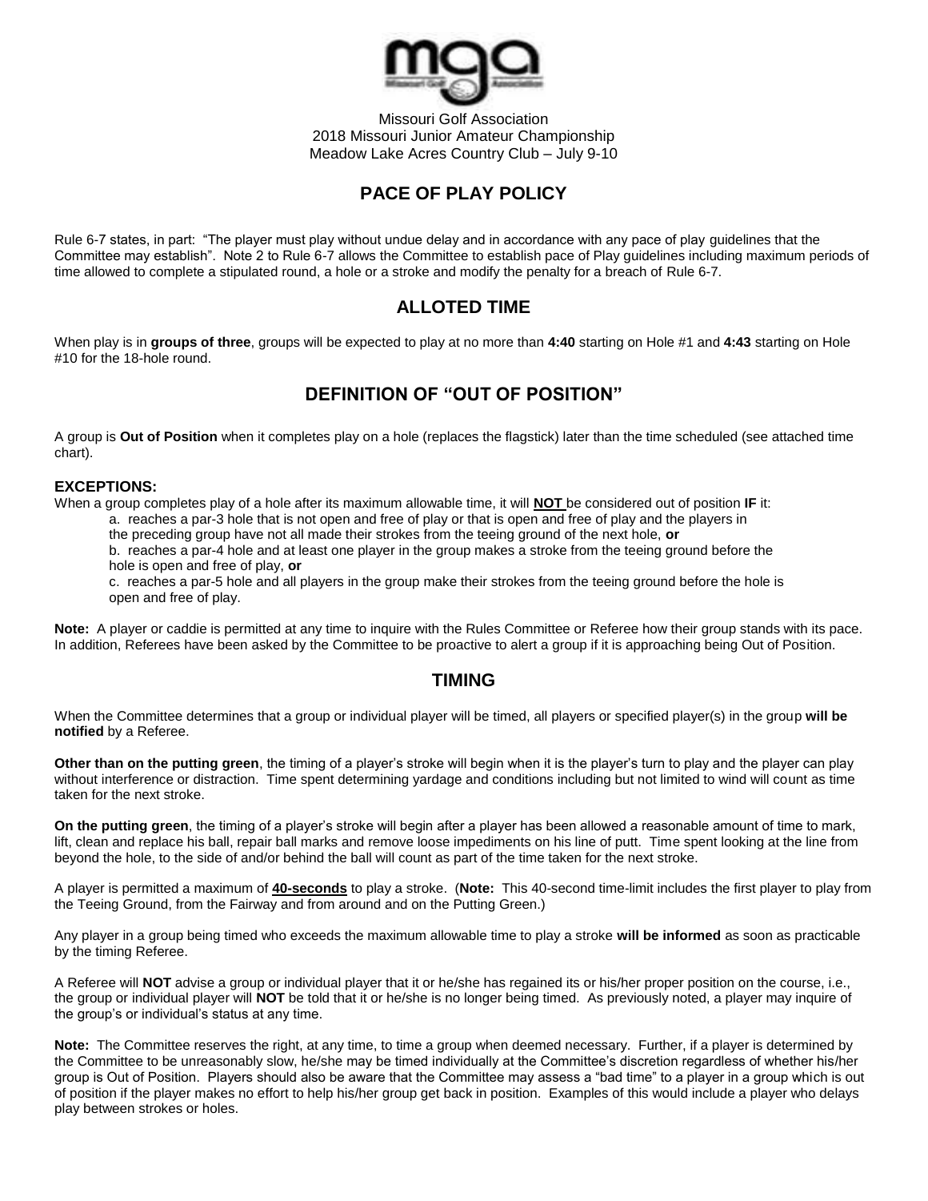Missouri Golf Association
2018 Missouri Junior Amateur Championship
Meadow Lake Acres Country Club – July 9-10

## PACE OF PLAY POLICY

Rule 6-7 states, in part: "The player must play without undue delay and in accordance with any pace of play guidelines that the Committee may establish". Note 2 to Rule 6-7 allows the Committee to establish pace of Play guidelines including maximum periods of time allowed to complete a stipulated round, a hole or a stroke and modify the penalty for a breach of Rule 6-7.

## ALLOTED TIME

When play is in **groups of three**, groups will be expected to play at no more than **4:40** starting on Hole #1 and **4:43** starting on Hole #10 for the 18-hole round.

## DEFINITION OF "OUT OF POSITION"

A group is **Out of Position** when it completes play on a hole (replaces the flagstick) later than the time scheduled (see attached time chart).

### EXCEPTIONS:

When a group completes play of a hole after its maximum allowable time, it will **NOT** be considered out of position **IF** it:

a. reaches a par-3 hole that is not open and free of play or that is open and free of play and the players in the preceding group have not all made their strokes from the teeing ground of the next hole, **or**

b. reaches a par-4 hole and at least one player in the group makes a stroke from the teeing ground before the hole is open and free of play, **or**

c. reaches a par-5 hole and all players in the group make their strokes from the teeing ground before the hole is open and free of play.

**Note:** A player or caddie is permitted at any time to inquire with the Rules Committee or Referee how their group stands with its pace. In addition, Referees have been asked by the Committee to be proactive to alert a group if it is approaching being Out of Position.

## TIMING

When the Committee determines that a group or individual player will be timed, all players or specified player(s) in the group **will be notified** by a Referee.

**Other than on the putting green**, the timing of a player's stroke will begin when it is the player's turn to play and the player can play without interference or distraction. Time spent determining yardage and conditions including but not limited to wind will count as time taken for the next stroke.

**On the putting green**, the timing of a player's stroke will begin after a player has been allowed a reasonable amount of time to mark, lift, clean and replace his ball, repair ball marks and remove loose impediments on his line of putt. Time spent looking at the line from beyond the hole, to the side of and/or behind the ball will count as part of the time taken for the next stroke.

A player is permitted a maximum of **40-seconds** to play a stroke. (**Note:** This 40-second time-limit includes the first player to play from the Teeing Ground, from the Fairway and from around and on the Putting Green.)

Any player in a group being timed who exceeds the maximum allowable time to play a stroke **will be informed** as soon as practicable by the timing Referee.

A Referee will **NOT** advise a group or individual player that it or he/she has regained its or his/her proper position on the course, i.e., the group or individual player will **NOT** be told that it or he/she is no longer being timed. As previously noted, a player may inquire of the group's or individual's status at any time.

**Note:** The Committee reserves the right, at any time, to time a group when deemed necessary. Further, if a player is determined by the Committee to be unreasonably slow, he/she may be timed individually at the Committee's discretion regardless of whether his/her group is Out of Position. Players should also be aware that the Committee may assess a "bad time" to a player in a group which is out of position if the player makes no effort to help his/her group get back in position. Examples of this would include a player who delays play between strokes or holes.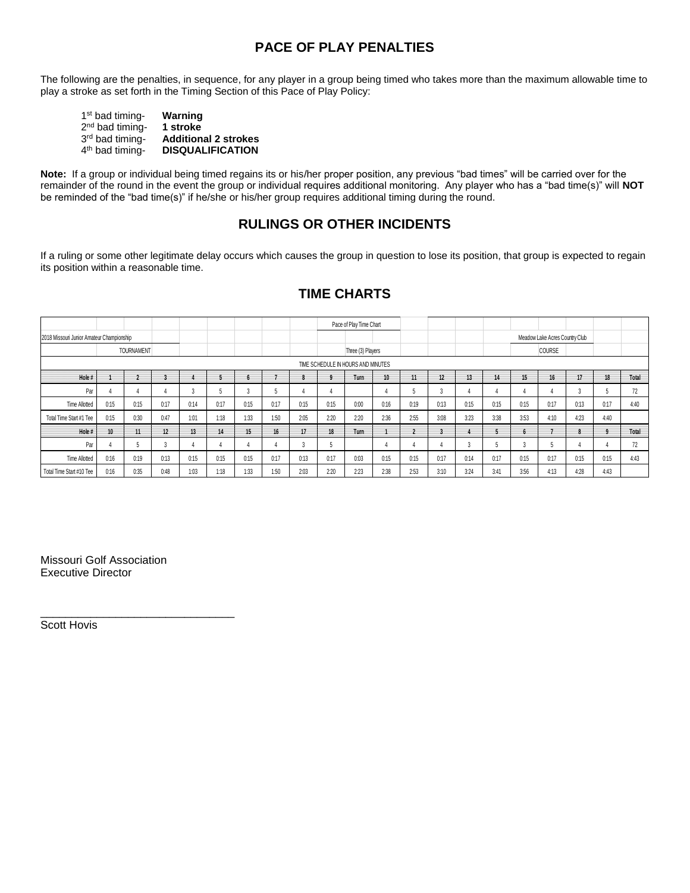## PACE OF PLAY PENALTIES

The following are the penalties, in sequence, for any player in a group being timed who takes more than the maximum allowable time to play a stroke as set forth in the Timing Section of this Pace of Play Policy:

1st bad timing- **Warning**
2nd bad timing- **1 stroke**
3rd bad timing- **Additional 2 strokes**
4th bad timing- **DISQUALIFICATION**

**Note:** If a group or individual being timed regains its or his/her proper position, any previous "bad times" will be carried over for the remainder of the round in the event the group or individual requires additional monitoring. Any player who has a "bad time(s)" will **NOT** be reminded of the "bad time(s)" if he/she or his/her group requires additional timing during the round.

## RULINGS OR OTHER INCIDENTS

If a ruling or some other legitimate delay occurs which causes the group in question to lose its position, that group is expected to regain its position within a reasonable time.

## TIME CHARTS

| | | | | | | | | | | | | | | | | | | | | | |
|---|---|---|---|---|---|---|---|---|---|---|---|---|---|---|---|---|---|---|---|---|---|
| | | | | | | | | | | Pace of Play Time Chart | | | | | | | | | | | |
| 2018 Missouri Junior Amateur Championship | | | | | | | | | | | | | | | | | | Meadow Lake Acres Country Club | | | |
| | | TOURNAMENT | | | | | | | | Three (3) Players | | | | | | | | COURSE | | | |
| TIME SCHEDULE IN HOURS AND MINUTES | | | | | | | | | | | | | | | | | | | | | |
| Hole # | 1 | 2 | 3 | 4 | 5 | 6 | 7 | 8 | 9 | Turn | 10 | 11 | 12 | 13 | 14 | 15 | 16 | 17 | 18 | Total | |
| Par | 4 | 4 | 4 | 3 | 5 | 3 | 5 | 4 | 4 | | 4 | 5 | 3 | 4 | 4 | 4 | 4 | 3 | 5 | 72 | |
| Time Allotted | 0:15 | 0:15 | 0:17 | 0:14 | 0:17 | 0:15 | 0:17 | 0:15 | 0:15 | 0:00 | 0:16 | 0:19 | 0:13 | 0:15 | 0:15 | 0:15 | 0:17 | 0:13 | 0:17 | 4:40 | |
| Total Time Start #1 Tee | 0:15 | 0:30 | 0:47 | 1:01 | 1:18 | 1:33 | 1:50 | 2:05 | 2:20 | 2:20 | 2:36 | 2:55 | 3:08 | 3:23 | 3:38 | 3:53 | 4:10 | 4:23 | 4:40 | | |
| Hole # | 10 | 11 | 12 | 13 | 14 | 15 | 16 | 17 | 18 | Turn | 1 | 2 | 3 | 4 | 5 | 6 | 7 | 8 | 9 | Total | |
| Par | 4 | 5 | 3 | 4 | 4 | 4 | 4 | 3 | 5 | | 4 | 4 | 4 | 3 | 5 | 3 | 5 | 4 | 4 | 72 | |
| Time Allotted | 0:16 | 0:19 | 0:13 | 0:15 | 0:15 | 0:15 | 0:17 | 0:13 | 0:17 | 0:03 | 0:15 | 0:15 | 0:17 | 0:14 | 0:17 | 0:15 | 0:17 | 0:15 | 0:15 | 4:43 | |
| Total Time Start #10 Tee | 0:16 | 0:35 | 0:48 | 1:03 | 1:18 | 1:33 | 1:50 | 2:03 | 2:20 | 2:23 | 2:38 | 2:53 | 3:10 | 3:24 | 3:41 | 3:56 | 4:13 | 4:28 | 4:43 | | |

Missouri Golf Association
Executive Director

\_\_\_\_\_\_\_\_\_\_\_\_\_\_\_\_\_\_\_\_\_\_\_\_\_\_\_\_\_\_\_\_
Scott Hovis